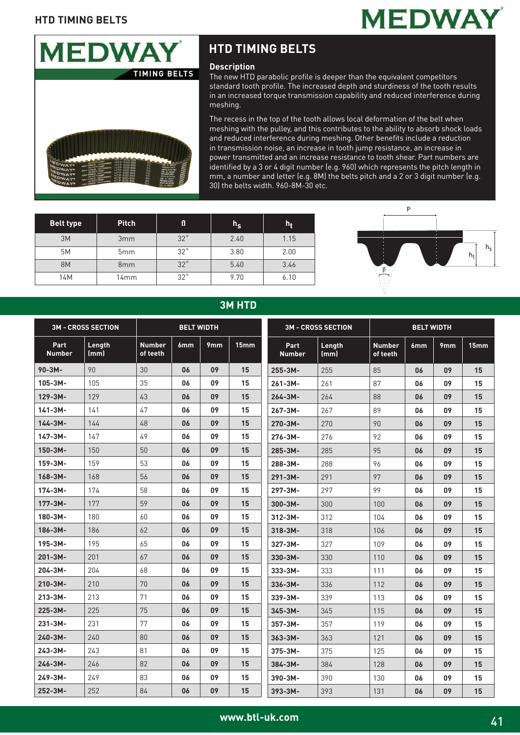# HTD TIMING BELTS

## Description

The new HTD parabolic profile is deeper than the equivalent competitors standard tooth profile. The increased depth and sturdiness of the tooth results in an increased torque transmission capability and reduced interference during meshing.

The recess in the top of the tooth allows local deformation of the belt when meshing with the pulley, and this contributes to the ability to absorb shock loads and reduced interference during meshing. Other benefits include a reduction in transmission noise, an increase in tooth jump resistance, an increase in power transmitted and an increase resistance to tooth shear. Part numbers are identified by a 3 or 4 digit number (e.g. 960) which represents the pitch length in mm, a number and letter (e.g. 8M) the belts pitch and a 2 or 3 digit number (e.g. 30) the belts width. 960-8M-30 etc.

| Belt type | Pitch | ß | $h_s$ | $h_t$ |
|---|---|---|---|---|
| 3M | 3mm | 32˚ | 2.40 | 1.15 |
| 5M | 5mm | 32˚ | 3.80 | 2.00 |
| 8M | 8mm | 32˚ | 5.40 | 3.46 |
| 14M | 14mm | 32˚ | 9.70 | 6.10 |

## 3M HTD

| 3M - CROSS SECTION | | BELT WIDTH | | | |
|---|---|---|---|---|---|
| Part Number | Length (mm) | Number of teeth | 6mm | 9mm | 15mm |
| 90-3M- | 90 | 30 | 06 | 09 | 15 |
| 105-3M- | 105 | 35 | 06 | 09 | 15 |
| 129-3M- | 129 | 43 | 06 | 09 | 15 |
| 141-3M- | 141 | 47 | 06 | 09 | 15 |
| 144-3M- | 144 | 48 | 06 | 09 | 15 |
| 147-3M- | 147 | 49 | 06 | 09 | 15 |
| 150-3M- | 150 | 50 | 06 | 09 | 15 |
| 159-3M- | 159 | 53 | 06 | 09 | 15 |
| 168-3M- | 168 | 56 | 06 | 09 | 15 |
| 174-3M- | 174 | 58 | 06 | 09 | 15 |
| 177-3M- | 177 | 59 | 06 | 09 | 15 |
| 180-3M- | 180 | 60 | 06 | 09 | 15 |
| 186-3M- | 186 | 62 | 06 | 09 | 15 |
| 195-3M- | 195 | 65 | 06 | 09 | 15 |
| 201-3M- | 201 | 67 | 06 | 09 | 15 |
| 204-3M- | 204 | 68 | 06 | 09 | 15 |
| 210-3M- | 210 | 70 | 06 | 09 | 15 |
| 213-3M- | 213 | 71 | 06 | 09 | 15 |
| 225-3M- | 225 | 75 | 06 | 09 | 15 |
| 231-3M- | 231 | 77 | 06 | 09 | 15 |
| 240-3M- | 240 | 80 | 06 | 09 | 15 |
| 243-3M- | 243 | 81 | 06 | 09 | 15 |
| 246-3M- | 246 | 82 | 06 | 09 | 15 |
| 249-3M- | 249 | 83 | 06 | 09 | 15 |
| 252-3M- | 252 | 84 | 06 | 09 | 15 |
| 255-3M- | 255 | 85 | 06 | 09 | 15 |
| 261-3M- | 261 | 87 | 06 | 09 | 15 |
| 264-3M- | 264 | 88 | 06 | 09 | 15 |
| 267-3M- | 267 | 89 | 06 | 09 | 15 |
| 270-3M- | 270 | 90 | 06 | 09 | 15 |
| 276-3M- | 276 | 92 | 06 | 09 | 15 |
| 285-3M- | 285 | 95 | 06 | 09 | 15 |
| 288-3M- | 288 | 96 | 06 | 09 | 15 |
| 291-3M- | 291 | 97 | 06 | 09 | 15 |
| 297-3M- | 297 | 99 | 06 | 09 | 15 |
| 300-3M- | 300 | 100 | 06 | 09 | 15 |
| 312-3M- | 312 | 104 | 06 | 09 | 15 |
| 318-3M- | 318 | 106 | 06 | 09 | 15 |
| 327-3M- | 327 | 109 | 06 | 09 | 15 |
| 330-3M- | 330 | 110 | 06 | 09 | 15 |
| 333-3M- | 333 | 111 | 06 | 09 | 15 |
| 336-3M- | 336 | 112 | 06 | 09 | 15 |
| 339-3M- | 339 | 113 | 06 | 09 | 15 |
| 345-3M- | 345 | 115 | 06 | 09 | 15 |
| 357-3M- | 357 | 119 | 06 | 09 | 15 |
| 363-3M- | 363 | 121 | 06 | 09 | 15 |
| 375-3M- | 375 | 125 | 06 | 09 | 15 |
| 384-3M- | 384 | 128 | 06 | 09 | 15 |
| 390-3M- | 390 | 130 | 06 | 09 | 15 |
| 393-3M- | 393 | 131 | 06 | 09 | 15 |

www.btl-uk.com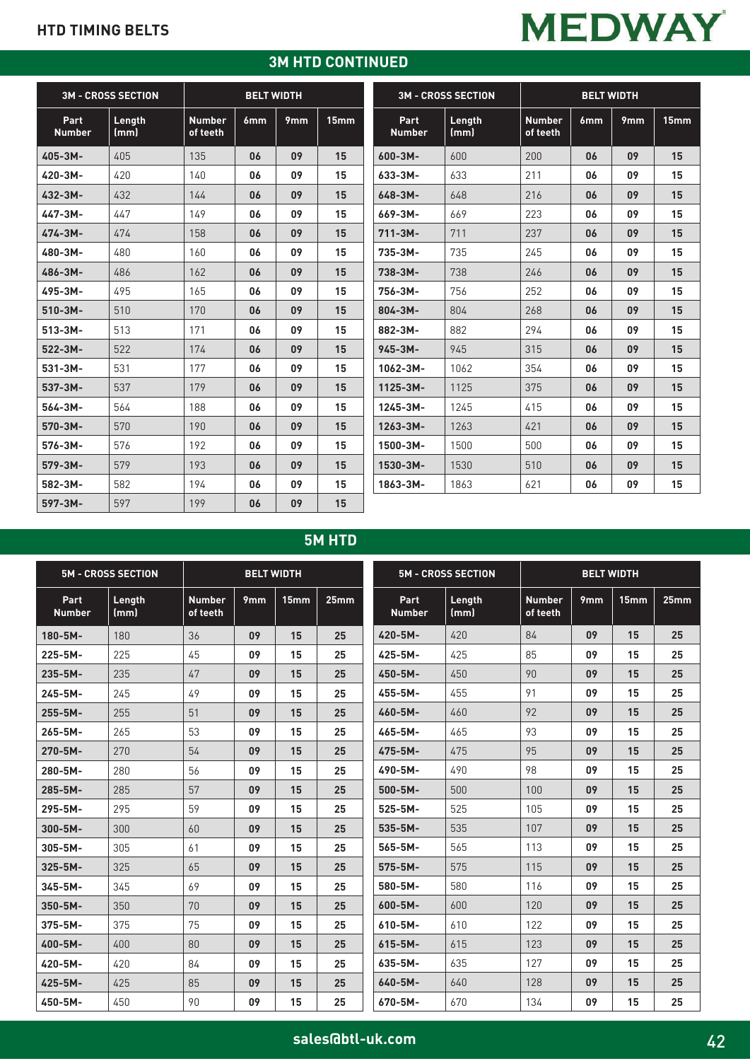## HTD TIMING BELTS

## 3M HTD CONTINUED

| 3M - CROSS SECTION | | BELT WIDTH | | | |
|---|---|---|---|---|---|
| Part Number | Length (mm) | Number of teeth | 6mm | 9mm | 15mm |
| 405-3M- | 405 | 135 | 06 | 09 | 15 |
| 420-3M- | 420 | 140 | 06 | 09 | 15 |
| 432-3M- | 432 | 144 | 06 | 09 | 15 |
| 447-3M- | 447 | 149 | 06 | 09 | 15 |
| 474-3M- | 474 | 158 | 06 | 09 | 15 |
| 480-3M- | 480 | 160 | 06 | 09 | 15 |
| 486-3M- | 486 | 162 | 06 | 09 | 15 |
| 495-3M- | 495 | 165 | 06 | 09 | 15 |
| 510-3M- | 510 | 170 | 06 | 09 | 15 |
| 513-3M- | 513 | 171 | 06 | 09 | 15 |
| 522-3M- | 522 | 174 | 06 | 09 | 15 |
| 531-3M- | 531 | 177 | 06 | 09 | 15 |
| 537-3M- | 537 | 179 | 06 | 09 | 15 |
| 564-3M- | 564 | 188 | 06 | 09 | 15 |
| 570-3M- | 570 | 190 | 06 | 09 | 15 |
| 576-3M- | 576 | 192 | 06 | 09 | 15 |
| 579-3M- | 579 | 193 | 06 | 09 | 15 |
| 582-3M- | 582 | 194 | 06 | 09 | 15 |
| 597-3M- | 597 | 199 | 06 | 09 | 15 |
| 600-3M- | 600 | 200 | 06 | 09 | 15 |
| 633-3M- | 633 | 211 | 06 | 09 | 15 |
| 648-3M- | 648 | 216 | 06 | 09 | 15 |
| 669-3M- | 669 | 223 | 06 | 09 | 15 |
| 711-3M- | 711 | 237 | 06 | 09 | 15 |
| 735-3M- | 735 | 245 | 06 | 09 | 15 |
| 738-3M- | 738 | 246 | 06 | 09 | 15 |
| 756-3M- | 756 | 252 | 06 | 09 | 15 |
| 804-3M- | 804 | 268 | 06 | 09 | 15 |
| 882-3M- | 882 | 294 | 06 | 09 | 15 |
| 945-3M- | 945 | 315 | 06 | 09 | 15 |
| 1062-3M- | 1062 | 354 | 06 | 09 | 15 |
| 1125-3M- | 1125 | 375 | 06 | 09 | 15 |
| 1245-3M- | 1245 | 415 | 06 | 09 | 15 |
| 1263-3M- | 1263 | 421 | 06 | 09 | 15 |
| 1500-3M- | 1500 | 500 | 06 | 09 | 15 |
| 1530-3M- | 1530 | 510 | 06 | 09 | 15 |
| 1863-3M- | 1863 | 621 | 06 | 09 | 15 |

## 5M HTD

| 5M - CROSS SECTION | | BELT WIDTH | | | |
|---|---|---|---|---|---|
| Part Number | Length (mm) | Number of teeth | 9mm | 15mm | 25mm |
| 180-5M- | 180 | 36 | 09 | 15 | 25 |
| 225-5M- | 225 | 45 | 09 | 15 | 25 |
| 235-5M- | 235 | 47 | 09 | 15 | 25 |
| 245-5M- | 245 | 49 | 09 | 15 | 25 |
| 255-5M- | 255 | 51 | 09 | 15 | 25 |
| 265-5M- | 265 | 53 | 09 | 15 | 25 |
| 270-5M- | 270 | 54 | 09 | 15 | 25 |
| 280-5M- | 280 | 56 | 09 | 15 | 25 |
| 285-5M- | 285 | 57 | 09 | 15 | 25 |
| 295-5M- | 295 | 59 | 09 | 15 | 25 |
| 300-5M- | 300 | 60 | 09 | 15 | 25 |
| 305-5M- | 305 | 61 | 09 | 15 | 25 |
| 325-5M- | 325 | 65 | 09 | 15 | 25 |
| 345-5M- | 345 | 69 | 09 | 15 | 25 |
| 350-5M- | 350 | 70 | 09 | 15 | 25 |
| 375-5M- | 375 | 75 | 09 | 15 | 25 |
| 400-5M- | 400 | 80 | 09 | 15 | 25 |
| 420-5M- | 420 | 84 | 09 | 15 | 25 |
| 425-5M- | 425 | 85 | 09 | 15 | 25 |
| 450-5M- | 450 | 90 | 09 | 15 | 25 |
| 420-5M- | 420 | 84 | 09 | 15 | 25 |
| 425-5M- | 425 | 85 | 09 | 15 | 25 |
| 450-5M- | 450 | 90 | 09 | 15 | 25 |
| 455-5M- | 455 | 91 | 09 | 15 | 25 |
| 460-5M- | 460 | 92 | 09 | 15 | 25 |
| 465-5M- | 465 | 93 | 09 | 15 | 25 |
| 475-5M- | 475 | 95 | 09 | 15 | 25 |
| 490-5M- | 490 | 98 | 09 | 15 | 25 |
| 500-5M- | 500 | 100 | 09 | 15 | 25 |
| 525-5M- | 525 | 105 | 09 | 15 | 25 |
| 535-5M- | 535 | 107 | 09 | 15 | 25 |
| 565-5M- | 565 | 113 | 09 | 15 | 25 |
| 575-5M- | 575 | 115 | 09 | 15 | 25 |
| 580-5M- | 580 | 116 | 09 | 15 | 25 |
| 600-5M- | 600 | 120 | 09 | 15 | 25 |
| 610-5M- | 610 | 122 | 09 | 15 | 25 |
| 615-5M- | 615 | 123 | 09 | 15 | 25 |
| 635-5M- | 635 | 127 | 09 | 15 | 25 |
| 640-5M- | 640 | 128 | 09 | 15 | 25 |
| 670-5M- | 670 | 134 | 09 | 15 | 25 |

sales@btl-uk.com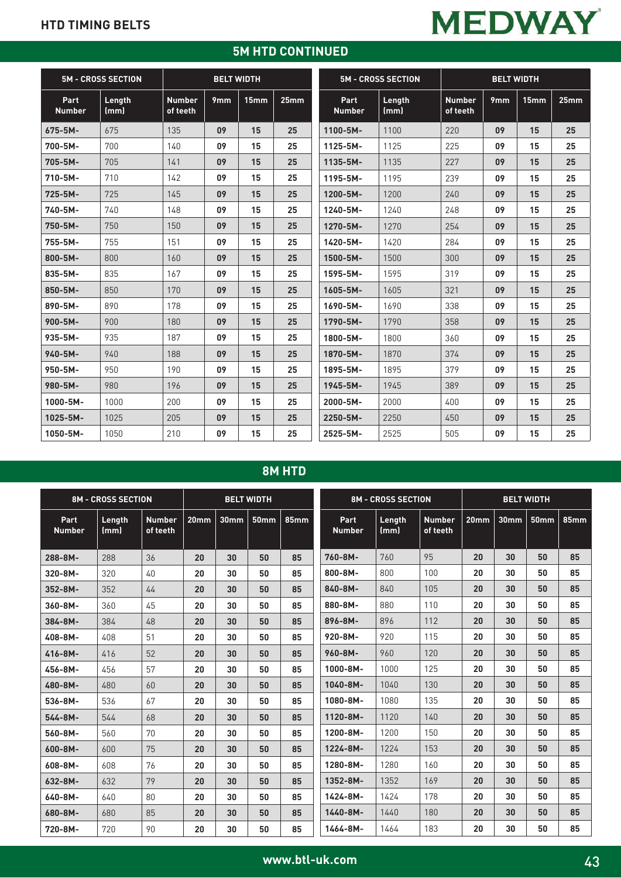# HTD TIMING BELTS

MEDWAY

## 5M HTD CONTINUED

| 5M - CROSS SECTION | | | BELT WIDTH | | |
|---|---|---|---|---|---|
| Part Number | Length (mm) | Number of teeth | 9mm | 15mm | 25mm |
| 675-5M- | 675 | 135 | 09 | 15 | 25 |
| 700-5M- | 700 | 140 | 09 | 15 | 25 |
| 705-5M- | 705 | 141 | 09 | 15 | 25 |
| 710-5M- | 710 | 142 | 09 | 15 | 25 |
| 725-5M- | 725 | 145 | 09 | 15 | 25 |
| 740-5M- | 740 | 148 | 09 | 15 | 25 |
| 750-5M- | 750 | 150 | 09 | 15 | 25 |
| 755-5M- | 755 | 151 | 09 | 15 | 25 |
| 800-5M- | 800 | 160 | 09 | 15 | 25 |
| 835-5M- | 835 | 167 | 09 | 15 | 25 |
| 850-5M- | 850 | 170 | 09 | 15 | 25 |
| 890-5M- | 890 | 178 | 09 | 15 | 25 |
| 900-5M- | 900 | 180 | 09 | 15 | 25 |
| 935-5M- | 935 | 187 | 09 | 15 | 25 |
| 940-5M- | 940 | 188 | 09 | 15 | 25 |
| 950-5M- | 950 | 190 | 09 | 15 | 25 |
| 980-5M- | 980 | 196 | 09 | 15 | 25 |
| 1000-5M- | 1000 | 200 | 09 | 15 | 25 |
| 1025-5M- | 1025 | 205 | 09 | 15 | 25 |
| 1050-5M- | 1050 | 210 | 09 | 15 | 25 |
| 1100-5M- | 1100 | 220 | 09 | 15 | 25 |
| 1125-5M- | 1125 | 225 | 09 | 15 | 25 |
| 1135-5M- | 1135 | 227 | 09 | 15 | 25 |
| 1195-5M- | 1195 | 239 | 09 | 15 | 25 |
| 1200-5M- | 1200 | 240 | 09 | 15 | 25 |
| 1240-5M- | 1240 | 248 | 09 | 15 | 25 |
| 1270-5M- | 1270 | 254 | 09 | 15 | 25 |
| 1420-5M- | 1420 | 284 | 09 | 15 | 25 |
| 1500-5M- | 1500 | 300 | 09 | 15 | 25 |
| 1595-5M- | 1595 | 319 | 09 | 15 | 25 |
| 1605-5M- | 1605 | 321 | 09 | 15 | 25 |
| 1690-5M- | 1690 | 338 | 09 | 15 | 25 |
| 1790-5M- | 1790 | 358 | 09 | 15 | 25 |
| 1800-5M- | 1800 | 360 | 09 | 15 | 25 |
| 1870-5M- | 1870 | 374 | 09 | 15 | 25 |
| 1895-5M- | 1895 | 379 | 09 | 15 | 25 |
| 1945-5M- | 1945 | 389 | 09 | 15 | 25 |
| 2000-5M- | 2000 | 400 | 09 | 15 | 25 |
| 2250-5M- | 2250 | 450 | 09 | 15 | 25 |
| 2525-5M- | 2525 | 505 | 09 | 15 | 25 |

## 8M HTD

| 8M - CROSS SECTION | | | BELT WIDTH | | | |
|---|---|---|---|---|---|---|
| Part Number | Length (mm) | Number of teeth | 20mm | 30mm | 50mm | 85mm |
| 288-8M- | 288 | 36 | 20 | 30 | 50 | 85 |
| 320-8M- | 320 | 40 | 20 | 30 | 50 | 85 |
| 352-8M- | 352 | 44 | 20 | 30 | 50 | 85 |
| 360-8M- | 360 | 45 | 20 | 30 | 50 | 85 |
| 384-8M- | 384 | 48 | 20 | 30 | 50 | 85 |
| 408-8M- | 408 | 51 | 20 | 30 | 50 | 85 |
| 416-8M- | 416 | 52 | 20 | 30 | 50 | 85 |
| 456-8M- | 456 | 57 | 20 | 30 | 50 | 85 |
| 480-8M- | 480 | 60 | 20 | 30 | 50 | 85 |
| 536-8M- | 536 | 67 | 20 | 30 | 50 | 85 |
| 544-8M- | 544 | 68 | 20 | 30 | 50 | 85 |
| 560-8M- | 560 | 70 | 20 | 30 | 50 | 85 |
| 600-8M- | 600 | 75 | 20 | 30 | 50 | 85 |
| 608-8M- | 608 | 76 | 20 | 30 | 50 | 85 |
| 632-8M- | 632 | 79 | 20 | 30 | 50 | 85 |
| 640-8M- | 640 | 80 | 20 | 30 | 50 | 85 |
| 680-8M- | 680 | 85 | 20 | 30 | 50 | 85 |
| 720-8M- | 720 | 90 | 20 | 30 | 50 | 85 |
| 760-8M- | 760 | 95 | 20 | 30 | 50 | 85 |
| 800-8M- | 800 | 100 | 20 | 30 | 50 | 85 |
| 840-8M- | 840 | 105 | 20 | 30 | 50 | 85 |
| 880-8M- | 880 | 110 | 20 | 30 | 50 | 85 |
| 896-8M- | 896 | 112 | 20 | 30 | 50 | 85 |
| 920-8M- | 920 | 115 | 20 | 30 | 50 | 85 |
| 960-8M- | 960 | 120 | 20 | 30 | 50 | 85 |
| 1000-8M- | 1000 | 125 | 20 | 30 | 50 | 85 |
| 1040-8M- | 1040 | 130 | 20 | 30 | 50 | 85 |
| 1080-8M- | 1080 | 135 | 20 | 30 | 50 | 85 |
| 1120-8M- | 1120 | 140 | 20 | 30 | 50 | 85 |
| 1200-8M- | 1200 | 150 | 20 | 30 | 50 | 85 |
| 1224-8M- | 1224 | 153 | 20 | 30 | 50 | 85 |
| 1280-8M- | 1280 | 160 | 20 | 30 | 50 | 85 |
| 1352-8M- | 1352 | 169 | 20 | 30 | 50 | 85 |
| 1424-8M- | 1424 | 178 | 20 | 30 | 50 | 85 |
| 1440-8M- | 1440 | 180 | 20 | 30 | 50 | 85 |
| 1464-8M- | 1464 | 183 | 20 | 30 | 50 | 85 |

www.btl-uk.com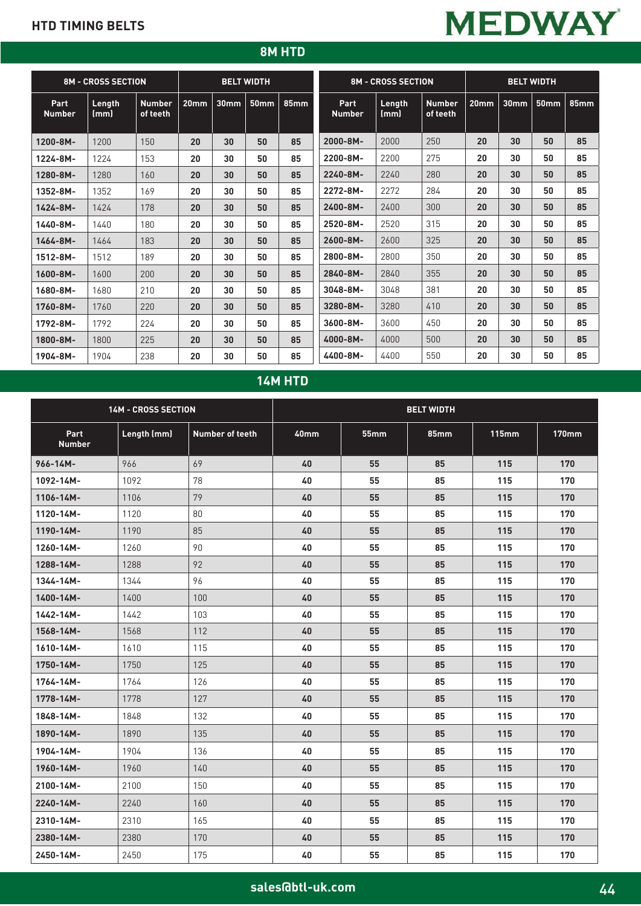## HTD TIMING BELTS

MEDWAY

## 8M HTD

| 8M - CROSS SECTION | | | BELT WIDTH | | | |
|---|---|---|---|---|---|---|
| Part Number | Length (mm) | Number of teeth | 20mm | 30mm | 50mm | 85mm |
| 1200-8M- | 1200 | 150 | 20 | 30 | 50 | 85 |
| 1224-8M- | 1224 | 153 | 20 | 30 | 50 | 85 |
| 1280-8M- | 1280 | 160 | 20 | 30 | 50 | 85 |
| 1352-8M- | 1352 | 169 | 20 | 30 | 50 | 85 |
| 1424-8M- | 1424 | 178 | 20 | 30 | 50 | 85 |
| 1440-8M- | 1440 | 180 | 20 | 30 | 50 | 85 |
| 1464-8M- | 1464 | 183 | 20 | 30 | 50 | 85 |
| 1512-8M- | 1512 | 189 | 20 | 30 | 50 | 85 |
| 1600-8M- | 1600 | 200 | 20 | 30 | 50 | 85 |
| 1680-8M- | 1680 | 210 | 20 | 30 | 50 | 85 |
| 1760-8M- | 1760 | 220 | 20 | 30 | 50 | 85 |
| 1792-8M- | 1792 | 224 | 20 | 30 | 50 | 85 |
| 1800-8M- | 1800 | 225 | 20 | 30 | 50 | 85 |
| 1904-8M- | 1904 | 238 | 20 | 30 | 50 | 85 |
| 2000-8M- | 2000 | 250 | 20 | 30 | 50 | 85 |
| 2200-8M- | 2200 | 275 | 20 | 30 | 50 | 85 |
| 2240-8M- | 2240 | 280 | 20 | 30 | 50 | 85 |
| 2272-8M- | 2272 | 284 | 20 | 30 | 50 | 85 |
| 2400-8M- | 2400 | 300 | 20 | 30 | 50 | 85 |
| 2520-8M- | 2520 | 315 | 20 | 30 | 50 | 85 |
| 2600-8M- | 2600 | 325 | 20 | 30 | 50 | 85 |
| 2800-8M- | 2800 | 350 | 20 | 30 | 50 | 85 |
| 2840-8M- | 2840 | 355 | 20 | 30 | 50 | 85 |
| 3048-8M- | 3048 | 381 | 20 | 30 | 50 | 85 |
| 3280-8M- | 3280 | 410 | 20 | 30 | 50 | 85 |
| 3600-8M- | 3600 | 450 | 20 | 30 | 50 | 85 |
| 4000-8M- | 4000 | 500 | 20 | 30 | 50 | 85 |
| 4400-8M- | 4400 | 550 | 20 | 30 | 50 | 85 |

## 14M HTD

| 14M - CROSS SECTION | | | BELT WIDTH | | | | |
|---|---|---|---|---|---|---|---|
| Part Number | Length (mm) | Number of teeth | 40mm | 55mm | 85mm | 115mm | 170mm |
| 966-14M- | 966 | 69 | 40 | 55 | 85 | 115 | 170 |
| 1092-14M- | 1092 | 78 | 40 | 55 | 85 | 115 | 170 |
| 1106-14M- | 1106 | 79 | 40 | 55 | 85 | 115 | 170 |
| 1120-14M- | 1120 | 80 | 40 | 55 | 85 | 115 | 170 |
| 1190-14M- | 1190 | 85 | 40 | 55 | 85 | 115 | 170 |
| 1260-14M- | 1260 | 90 | 40 | 55 | 85 | 115 | 170 |
| 1288-14M- | 1288 | 92 | 40 | 55 | 85 | 115 | 170 |
| 1344-14M- | 1344 | 96 | 40 | 55 | 85 | 115 | 170 |
| 1400-14M- | 1400 | 100 | 40 | 55 | 85 | 115 | 170 |
| 1442-14M- | 1442 | 103 | 40 | 55 | 85 | 115 | 170 |
| 1568-14M- | 1568 | 112 | 40 | 55 | 85 | 115 | 170 |
| 1610-14M- | 1610 | 115 | 40 | 55 | 85 | 115 | 170 |
| 1750-14M- | 1750 | 125 | 40 | 55 | 85 | 115 | 170 |
| 1764-14M- | 1764 | 126 | 40 | 55 | 85 | 115 | 170 |
| 1778-14M- | 1778 | 127 | 40 | 55 | 85 | 115 | 170 |
| 1848-14M- | 1848 | 132 | 40 | 55 | 85 | 115 | 170 |
| 1890-14M- | 1890 | 135 | 40 | 55 | 85 | 115 | 170 |
| 1904-14M- | 1904 | 136 | 40 | 55 | 85 | 115 | 170 |
| 1960-14M- | 1960 | 140 | 40 | 55 | 85 | 115 | 170 |
| 2100-14M- | 2100 | 150 | 40 | 55 | 85 | 115 | 170 |
| 2240-14M- | 2240 | 160 | 40 | 55 | 85 | 115 | 170 |
| 2310-14M- | 2310 | 165 | 40 | 55 | 85 | 115 | 170 |
| 2380-14M- | 2380 | 170 | 40 | 55 | 85 | 115 | 170 |
| 2450-14M- | 2450 | 175 | 40 | 55 | 85 | 115 | 170 |

sales@btl-uk.com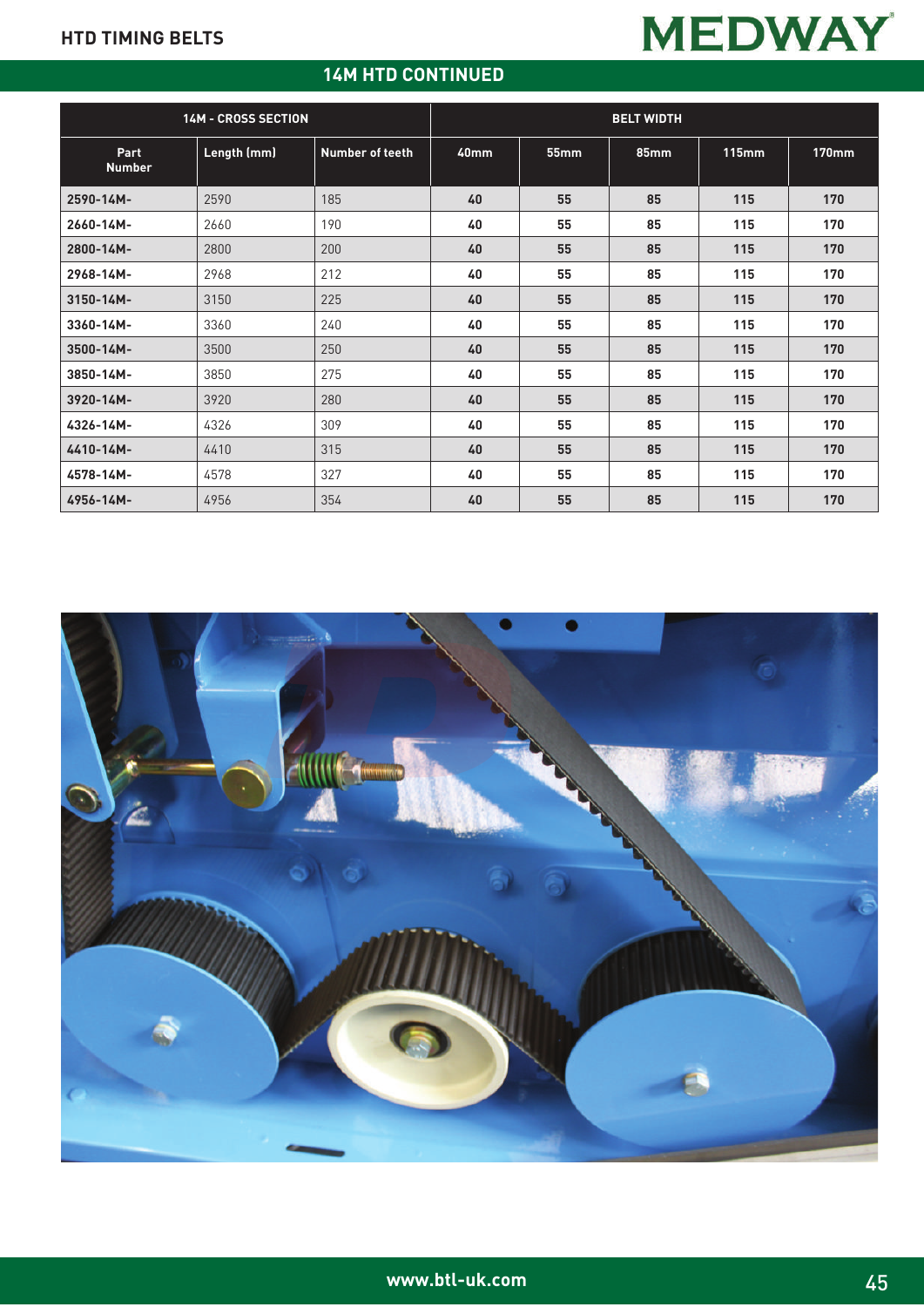## 14M HTD CONTINUED

| 14M - CROSS SECTION | | | BELT WIDTH | | | | |
|---|---|---|---|---|---|---|---|
| Part Number | Length (mm) | Number of teeth | 40mm | 55mm | 85mm | 115mm | 170mm |
| 2590-14M- | 2590 | 185 | 40 | 55 | 85 | 115 | 170 |
| 2660-14M- | 2660 | 190 | 40 | 55 | 85 | 115 | 170 |
| 2800-14M- | 2800 | 200 | 40 | 55 | 85 | 115 | 170 |
| 2968-14M- | 2968 | 212 | 40 | 55 | 85 | 115 | 170 |
| 3150-14M- | 3150 | 225 | 40 | 55 | 85 | 115 | 170 |
| 3360-14M- | 3360 | 240 | 40 | 55 | 85 | 115 | 170 |
| 3500-14M- | 3500 | 250 | 40 | 55 | 85 | 115 | 170 |
| 3850-14M- | 3850 | 275 | 40 | 55 | 85 | 115 | 170 |
| 3920-14M- | 3920 | 280 | 40 | 55 | 85 | 115 | 170 |
| 4326-14M- | 4326 | 309 | 40 | 55 | 85 | 115 | 170 |
| 4410-14M- | 4410 | 315 | 40 | 55 | 85 | 115 | 170 |
| 4578-14M- | 4578 | 327 | 40 | 55 | 85 | 115 | 170 |
| 4956-14M- | 4956 | 354 | 40 | 55 | 85 | 115 | 170 |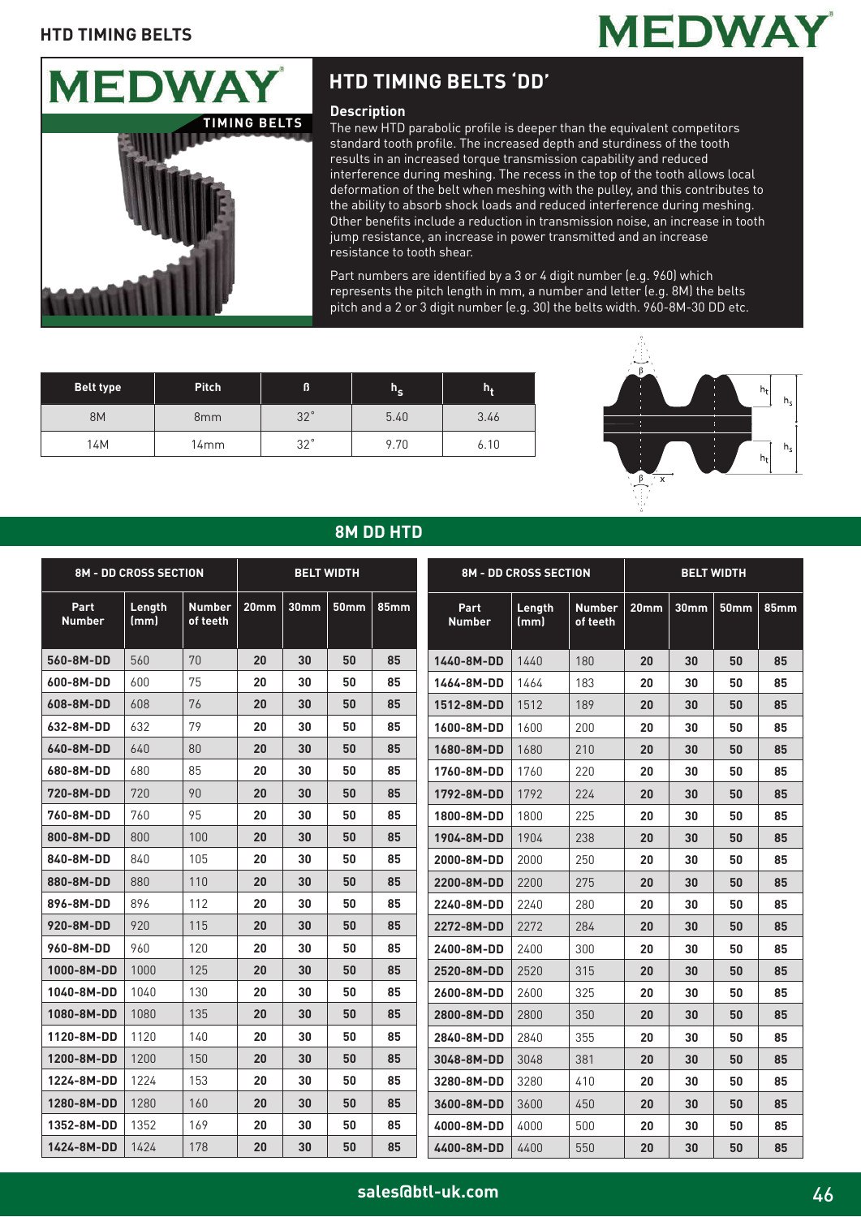# HTD TIMING BELTS 'DD'

### Description

The new HTD parabolic profile is deeper than the equivalent competitors standard tooth profile. The increased depth and sturdiness of the tooth results in an increased torque transmission capability and reduced interference during meshing. The recess in the top of the tooth allows local deformation of the belt when meshing with the pulley, and this contributes to the ability to absorb shock loads and reduced interference during meshing. Other benefits include a reduction in transmission noise, an increase in tooth jump resistance, an increase in power transmitted and an increase resistance to tooth shear.

Part numbers are identified by a 3 or 4 digit number (e.g. 960) which represents the pitch length in mm, a number and letter (e.g. 8M) the belts pitch and a 2 or 3 digit number (e.g. 30) the belts width. 960-8M-30 DD etc.

| Belt type | Pitch | ß | $h_s$ | $h_t$ |
|---|---|---|---|---|
| 8M | 8mm | 32° | 5.40 | 3.46 |
| 14M | 14mm | 32° | 9.70 | 6.10 |

## 8M DD HTD

| 8M - DD CROSS SECTION | | | BELT WIDTH | | | |
|---|---|---|---|---|---|---|
| Part Number | Length (mm) | Number of teeth | 20mm | 30mm | 50mm | 85mm |
| 560-8M-DD | 560 | 70 | 20 | 30 | 50 | 85 |
| 600-8M-DD | 600 | 75 | 20 | 30 | 50 | 85 |
| 608-8M-DD | 608 | 76 | 20 | 30 | 50 | 85 |
| 632-8M-DD | 632 | 79 | 20 | 30 | 50 | 85 |
| 640-8M-DD | 640 | 80 | 20 | 30 | 50 | 85 |
| 680-8M-DD | 680 | 85 | 20 | 30 | 50 | 85 |
| 720-8M-DD | 720 | 90 | 20 | 30 | 50 | 85 |
| 760-8M-DD | 760 | 95 | 20 | 30 | 50 | 85 |
| 800-8M-DD | 800 | 100 | 20 | 30 | 50 | 85 |
| 840-8M-DD | 840 | 105 | 20 | 30 | 50 | 85 |
| 880-8M-DD | 880 | 110 | 20 | 30 | 50 | 85 |
| 896-8M-DD | 896 | 112 | 20 | 30 | 50 | 85 |
| 920-8M-DD | 920 | 115 | 20 | 30 | 50 | 85 |
| 960-8M-DD | 960 | 120 | 20 | 30 | 50 | 85 |
| 1000-8M-DD | 1000 | 125 | 20 | 30 | 50 | 85 |
| 1040-8M-DD | 1040 | 130 | 20 | 30 | 50 | 85 |
| 1080-8M-DD | 1080 | 135 | 20 | 30 | 50 | 85 |
| 1120-8M-DD | 1120 | 140 | 20 | 30 | 50 | 85 |
| 1200-8M-DD | 1200 | 150 | 20 | 30 | 50 | 85 |
| 1224-8M-DD | 1224 | 153 | 20 | 30 | 50 | 85 |
| 1280-8M-DD | 1280 | 160 | 20 | 30 | 50 | 85 |
| 1352-8M-DD | 1352 | 169 | 20 | 30 | 50 | 85 |
| 1424-8M-DD | 1424 | 178 | 20 | 30 | 50 | 85 |
| 1440-8M-DD | 1440 | 180 | 20 | 30 | 50 | 85 |
| 1464-8M-DD | 1464 | 183 | 20 | 30 | 50 | 85 |
| 1512-8M-DD | 1512 | 189 | 20 | 30 | 50 | 85 |
| 1600-8M-DD | 1600 | 200 | 20 | 30 | 50 | 85 |
| 1680-8M-DD | 1680 | 210 | 20 | 30 | 50 | 85 |
| 1760-8M-DD | 1760 | 220 | 20 | 30 | 50 | 85 |
| 1792-8M-DD | 1792 | 224 | 20 | 30 | 50 | 85 |
| 1800-8M-DD | 1800 | 225 | 20 | 30 | 50 | 85 |
| 1904-8M-DD | 1904 | 238 | 20 | 30 | 50 | 85 |
| 2000-8M-DD | 2000 | 250 | 20 | 30 | 50 | 85 |
| 2200-8M-DD | 2200 | 275 | 20 | 30 | 50 | 85 |
| 2240-8M-DD | 2240 | 280 | 20 | 30 | 50 | 85 |
| 2272-8M-DD | 2272 | 284 | 20 | 30 | 50 | 85 |
| 2400-8M-DD | 2400 | 300 | 20 | 30 | 50 | 85 |
| 2520-8M-DD | 2520 | 315 | 20 | 30 | 50 | 85 |
| 2600-8M-DD | 2600 | 325 | 20 | 30 | 50 | 85 |
| 2800-8M-DD | 2800 | 350 | 20 | 30 | 50 | 85 |
| 2840-8M-DD | 2840 | 355 | 20 | 30 | 50 | 85 |
| 3048-8M-DD | 3048 | 381 | 20 | 30 | 50 | 85 |
| 3280-8M-DD | 3280 | 410 | 20 | 30 | 50 | 85 |
| 3600-8M-DD | 3600 | 450 | 20 | 30 | 50 | 85 |
| 4000-8M-DD | 4000 | 500 | 20 | 30 | 50 | 85 |
| 4400-8M-DD | 4400 | 550 | 20 | 30 | 50 | 85 |

sales@btl-uk.com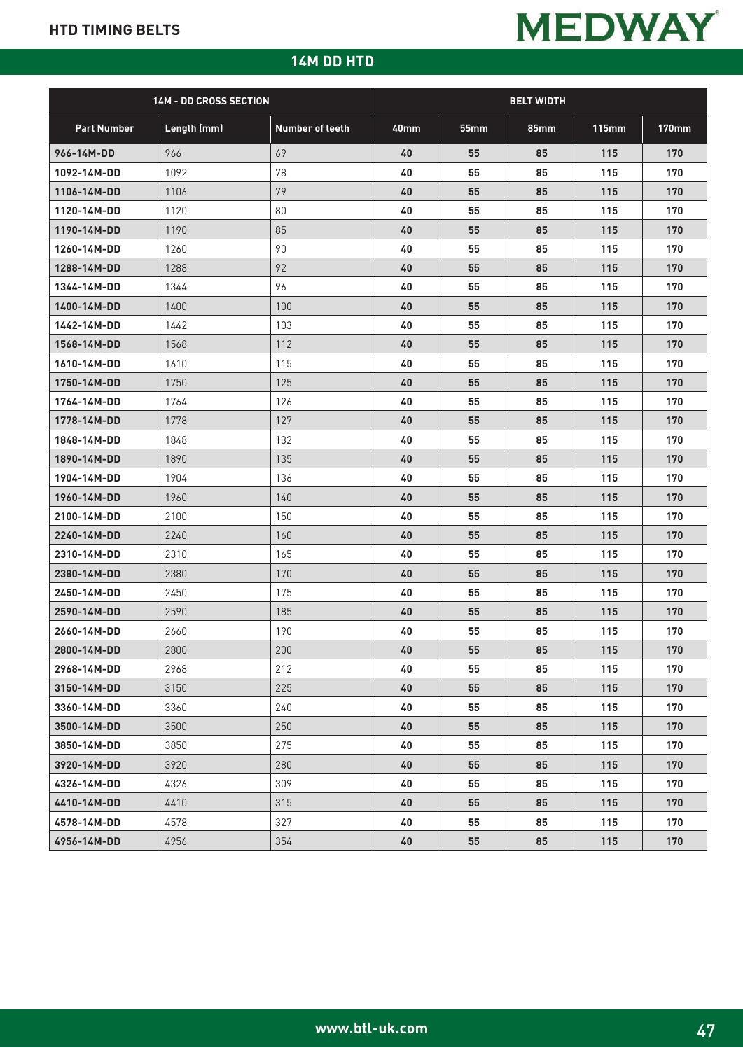# HTD TIMING BELTS

MEDWAY

## 14M DD HTD

| 14M - DD CROSS SECTION | | | BELT WIDTH | | | | |
|---|---|---|---|---|---|---|---|
| Part Number | Length (mm) | Number of teeth | 40mm | 55mm | 85mm | 115mm | 170mm |
| 966-14M-DD | 966 | 69 | 40 | 55 | 85 | 115 | 170 |
| 1092-14M-DD | 1092 | 78 | 40 | 55 | 85 | 115 | 170 |
| 1106-14M-DD | 1106 | 79 | 40 | 55 | 85 | 115 | 170 |
| 1120-14M-DD | 1120 | 80 | 40 | 55 | 85 | 115 | 170 |
| 1190-14M-DD | 1190 | 85 | 40 | 55 | 85 | 115 | 170 |
| 1260-14M-DD | 1260 | 90 | 40 | 55 | 85 | 115 | 170 |
| 1288-14M-DD | 1288 | 92 | 40 | 55 | 85 | 115 | 170 |
| 1344-14M-DD | 1344 | 96 | 40 | 55 | 85 | 115 | 170 |
| 1400-14M-DD | 1400 | 100 | 40 | 55 | 85 | 115 | 170 |
| 1442-14M-DD | 1442 | 103 | 40 | 55 | 85 | 115 | 170 |
| 1568-14M-DD | 1568 | 112 | 40 | 55 | 85 | 115 | 170 |
| 1610-14M-DD | 1610 | 115 | 40 | 55 | 85 | 115 | 170 |
| 1750-14M-DD | 1750 | 125 | 40 | 55 | 85 | 115 | 170 |
| 1764-14M-DD | 1764 | 126 | 40 | 55 | 85 | 115 | 170 |
| 1778-14M-DD | 1778 | 127 | 40 | 55 | 85 | 115 | 170 |
| 1848-14M-DD | 1848 | 132 | 40 | 55 | 85 | 115 | 170 |
| 1890-14M-DD | 1890 | 135 | 40 | 55 | 85 | 115 | 170 |
| 1904-14M-DD | 1904 | 136 | 40 | 55 | 85 | 115 | 170 |
| 1960-14M-DD | 1960 | 140 | 40 | 55 | 85 | 115 | 170 |
| 2100-14M-DD | 2100 | 150 | 40 | 55 | 85 | 115 | 170 |
| 2240-14M-DD | 2240 | 160 | 40 | 55 | 85 | 115 | 170 |
| 2310-14M-DD | 2310 | 165 | 40 | 55 | 85 | 115 | 170 |
| 2380-14M-DD | 2380 | 170 | 40 | 55 | 85 | 115 | 170 |
| 2450-14M-DD | 2450 | 175 | 40 | 55 | 85 | 115 | 170 |
| 2590-14M-DD | 2590 | 185 | 40 | 55 | 85 | 115 | 170 |
| 2660-14M-DD | 2660 | 190 | 40 | 55 | 85 | 115 | 170 |
| 2800-14M-DD | 2800 | 200 | 40 | 55 | 85 | 115 | 170 |
| 2968-14M-DD | 2968 | 212 | 40 | 55 | 85 | 115 | 170 |
| 3150-14M-DD | 3150 | 225 | 40 | 55 | 85 | 115 | 170 |
| 3360-14M-DD | 3360 | 240 | 40 | 55 | 85 | 115 | 170 |
| 3500-14M-DD | 3500 | 250 | 40 | 55 | 85 | 115 | 170 |
| 3850-14M-DD | 3850 | 275 | 40 | 55 | 85 | 115 | 170 |
| 3920-14M-DD | 3920 | 280 | 40 | 55 | 85 | 115 | 170 |
| 4326-14M-DD | 4326 | 309 | 40 | 55 | 85 | 115 | 170 |
| 4410-14M-DD | 4410 | 315 | 40 | 55 | 85 | 115 | 170 |
| 4578-14M-DD | 4578 | 327 | 40 | 55 | 85 | 115 | 170 |
| 4956-14M-DD | 4956 | 354 | 40 | 55 | 85 | 115 | 170 |

www.btl-uk.com